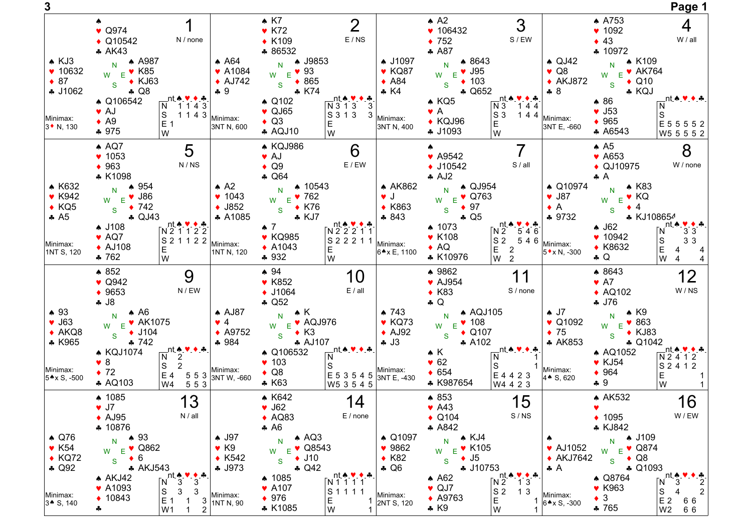## Board 1 — N / none

| | |
|---|---|
| North | ♠ — ♥ Q974 ♦ Q10542 ♣ AK43 |
| West | ♠ KJ3 ♥ 10632 ♦ 87 ♣ J1062 |
| East | ♠ A987 ♥ K85 ♦ KJ63 ♣ Q8 |
| South | ♠ Q106542 ♥ AJ ♦ A9 ♣ 975 |

Minimax: 3♦ N, 130

| | nt | ♠ | ♥ | ♦ | ♣ |
|---|---|---|---|---|---|
| N | | 1 | 1 | 4 | 3 |
| S | | 1 | 1 | 4 | 3 |
| E | 1 | | | | |
| W | | | | | |

## Board 2 — E / NS

| | |
|---|---|
| North | ♠ K7 ♥ K72 ♦ K109 ♣ 86532 |
| West | ♠ A64 ♥ A1084 ♦ AJ742 ♣ 9 |
| East | ♠ J9853 ♥ 93 ♦ 865 ♣ K74 |
| South | ♠ Q102 ♥ QJ65 ♦ Q3 ♣ AQJ10 |

Minimax: 3NT N, 600

| | nt | ♠ | ♥ | ♦ | ♣ |
|---|---|---|---|---|---|
| N | 3 | 1 | 3 | | 3 |
| S | 3 | 1 | 3 | | 3 |
| E | | | | | |
| W | | | | | |

## Board 3 — S / EW

| | |
|---|---|
| North | ♠ A2 ♥ 106432 ♦ 752 ♣ A87 |
| West | ♠ J1097 ♥ KQ87 ♦ A84 ♣ K4 |
| East | ♠ 8643 ♥ J95 ♦ 103 ♣ Q652 |
| South | ♠ KQ5 ♥ A ♦ KQJ96 ♣ J1093 |

Minimax: 3NT N, 400

| | nt | ♠ | ♥ | ♦ | ♣ |
|---|---|---|---|---|---|
| N | 3 | | 1 | 4 | 4 |
| S | 3 | | 1 | 4 | 4 |
| E | | | | | |
| W | | | | | |

## Board 4 — W / all

| | |
|---|---|
| North | ♠ A753 ♥ 1092 ♦ 43 ♣ 10972 |
| West | ♠ QJ42 ♥ Q8 ♦ AKJ872 ♣ 8 |
| East | ♠ K109 ♥ AK764 ♦ Q10 ♣ KQJ |
| South | ♠ 86 ♥ J53 ♦ 965 ♣ A6543 |

Minimax: 3NT E, -660

| | nt | ♠ | ♥ | ♦ | ♣ |
|---|---|---|---|---|---|
| N | | | | | |
| S | | | | | |
| E | 5 | 5 | 5 | 5 | 2 |
| W | 5 | 5 | 5 | 5 | 2 |

## Board 5 — N / NS

| | |
|---|---|
| North | ♠ AQ7 ♥ 1053 ♦ 963 ♣ K1098 |
| West | ♠ K632 ♥ K942 ♦ KQ5 ♣ A5 |
| East | ♠ 954 ♥ J86 ♦ 742 ♣ QJ43 |
| South | ♠ J108 ♥ AQ7 ♦ AJ108 ♣ 762 |

Minimax: 1NT S, 120

| | nt | ♠ | ♥ | ♦ | ♣ |
|---|---|---|---|---|---|
| N | 2 | 1 | 1 | 2 | 2 |
| S | 2 | 1 | 1 | 2 | 2 |
| E | | | | | |
| W | | | | | |

## Board 6 — E / EW

| | |
|---|---|
| North | ♠ KQJ986 ♥ AJ ♦ Q9 ♣ Q64 |
| West | ♠ A2 ♥ 1043 ♦ J852 ♣ A1085 |
| East | ♠ 10543 ♥ 762 ♦ K76 ♣ KJ7 |
| South | ♠ 7 ♥ KQ985 ♦ A1043 ♣ 932 |

Minimax: 1NT N, 120

| | nt | ♠ | ♥ | ♦ | ♣ |
|---|---|---|---|---|---|
| N | 2 | 2 | 2 | 1 | 1 |
| S | 2 | 2 | 2 | 1 | 1 |
| E | | | | | |
| W | | | | | |

## Board 7 — S / all

| | |
|---|---|
| North | ♠ — ♥ A9542 ♦ J10542 ♣ AJ2 |
| West | ♠ AK862 ♥ J ♦ K863 ♣ 843 |
| East | ♠ QJ954 ♥ Q763 ♦ 97 ♣ Q5 |
| South | ♠ 1073 ♥ K108 ♦ AQ ♣ K10976 |

Minimax: 6♠x E, 1100

| | nt | ♠ | ♥ | ♦ | ♣ |
|---|---|---|---|---|---|
| N | 2 | | 5 | 4 | 6 |
| S | 2 | | 5 | 4 | 6 |
| E | | 2 | | | |
| W | | 2 | | | |

## Board 8 — W / none

| | |
|---|---|
| North | ♠ A5 ♥ A653 ♦ QJ10975 ♣ A |
| West | ♠ Q10974 ♥ J87 ♦ A ♣ 9732 |
| East | ♠ K83 ♥ KQ ♦ 4 ♣ KJ108654 |
| South | ♠ J62 ♥ 10942 ♦ K8632 ♣ Q |

Minimax: 5♦x N, -300

| | nt | ♠ | ♥ | ♦ | ♣ |
|---|---|---|---|---|---|
| N | | | 3 | 3 | |
| S | | | 3 | 3 | |
| E | | 4 | | | 4 |
| W | | 4 | | | 4 |

## Board 9 — N / EW

| | |
|---|---|
| North | ♠ 852 ♥ Q942 ♦ 9653 ♣ J8 |
| West | ♠ 93 ♥ J63 ♦ AKQ8 ♣ K965 |
| East | ♠ A6 ♥ AK1075 ♦ J104 ♣ 742 |
| South | ♠ KQJ1074 ♥ 8 ♦ 72 ♣ AQ103 |

Minimax: 5♠x S, -500

| | nt | ♠ | ♥ | ♦ | ♣ |
|---|---|---|---|---|---|
| N | | 2 | | | |
| S | | 2 | | | |
| E | 4 | | 5 | 5 | 3 |
| W | 4 | | 5 | 5 | 3 |

## Board 10 — E / all

| | |
|---|---|
| North | ♠ 94 ♥ K852 ♦ J1064 ♣ Q52 |
| West | ♠ AJ87 ♥ 4 ♦ A9752 ♣ 984 |
| East | ♠ K ♥ AQJ976 ♦ K3 ♣ AJ107 |
| South | ♠ Q106532 ♥ 103 ♦ Q8 ♣ K63 |

Minimax: 3NT W, -660

| | nt | ♠ | ♥ | ♦ | ♣ |
|---|---|---|---|---|---|
| N | | | | | |
| S | | | | | |
| E | 5 | 3 | 5 | 4 | 5 |
| W | 5 | 3 | 5 | 4 | 5 |

## Board 11 — S / none

| | |
|---|---|
| North | ♠ 9862 ♥ AJ954 ♦ K83 ♣ Q |
| West | ♠ 743 ♥ KQ73 ♦ AJ92 ♣ J3 |
| East | ♠ AQJ105 ♥ 108 ♦ Q107 ♣ A102 |
| South | ♠ K ♥ 62 ♦ 654 ♣ K987654 |

Minimax: 3NT E, -430

| | nt | ♠ | ♥ | ♦ | ♣ |
|---|---|---|---|---|---|
| N | | | | | 1 |
| S | | | | | 1 |
| E | 4 | 4 | 2 | 3 | |
| W | 4 | 4 | 2 | 3 | |

## Board 12 — W / NS

| | |
|---|---|
| North | ♠ 8643 ♥ A7 ♦ AQ102 ♣ J76 |
| West | ♠ J7 ♥ Q1092 ♦ 75 ♣ AK853 |
| East | ♠ K9 ♥ 863 ♦ KJ83 ♣ Q1042 |
| South | ♠ AQ1052 ♥ KJ54 ♦ 964 ♣ 9 |

Minimax: 4♠ S, 620

| | nt | ♠ | ♥ | ♦ | ♣ |
|---|---|---|---|---|---|
| N | 2 | 4 | 1 | 2 | |
| S | 2 | 4 | 1 | 2 | |
| E | | | | | 1 |
| W | | | | | 1 |

## Board 13 — N / all

| | |
|---|---|
| North | ♠ 1085 ♥ J7 ♦ AJ95 ♣ 10876 |
| West | ♠ Q76 ♥ K54 ♦ KQ72 ♣ Q92 |
| East | ♠ 93 ♥ Q862 ♦ 6 ♣ AKJ543 |
| South | ♠ AKJ42 ♥ A1093 ♦ 10843 ♣ — |

Minimax: 3♠ S, 140

| | nt | ♠ | ♥ | ♦ | ♣ |
|---|---|---|---|---|---|
| N | | 3 | | 3 | |
| S | | 3 | | 3 | |
| E | 1 | | 1 | | 3 |
| W | 1 | | 1 | | 2 |

## Board 14 — E / none

| | |
|---|---|
| North | ♠ K642 ♥ J62 ♦ AQ83 ♣ A6 |
| West | ♠ J97 ♥ K9 ♦ K542 ♣ J973 |
| East | ♠ AQ3 ♥ Q8543 ♦ J10 ♣ Q42 |
| South | ♠ 1085 ♥ A107 ♦ 976 ♣ K1085 |

Minimax: 1NT N, 90

| | nt | ♠ | ♥ | ♦ | ♣ |
|---|---|---|---|---|---|
| N | 1 | 1 | 1 | 1 | |
| S | 1 | 1 | 1 | 1 | |
| E | | | | | 1 |
| W | | | | | 1 |

## Board 15 — S / NS

| | |
|---|---|
| North | ♠ 853 ♥ A43 ♦ Q104 ♣ A842 |
| West | ♠ Q1097 ♥ 9862 ♦ K82 ♣ Q6 |
| East | ♠ KJ4 ♥ K105 ♦ J5 ♣ J10753 |
| South | ♠ A62 ♥ QJ7 ♦ A9763 ♣ K9 |

Minimax: 2NT S, 120

| | nt | ♠ | ♥ | ♦ | ♣ |
|---|---|---|---|---|---|
| N | 2 | | | 1 | 3 |
| S | 2 | | | 1 | 3 |
| E | | | | | 1 |
| W | | | | | 1 |

## Board 16 — W / EW

| | |
|---|---|
| North | ♠ AK532 ♥ — ♦ 1095 ♣ KJ842 |
| West | ♠ — ♥ AJ1052 ♦ AKJ7642 ♣ A |
| East | ♠ J109 ♥ Q874 ♦ Q8 ♣ Q1093 |
| South | ♠ Q8764 ♥ K963 ♦ 3 ♣ 765 |

Minimax: 6♠x S, -300

| | nt | ♠ | ♥ | ♦ | ♣ |
|---|---|---|---|---|---|
| N | | 3 | | | 2 |
| S | | 4 | | | 2 |
| E | 2 | | 6 | 6 | |
| W | 2 | | 6 | 6 | |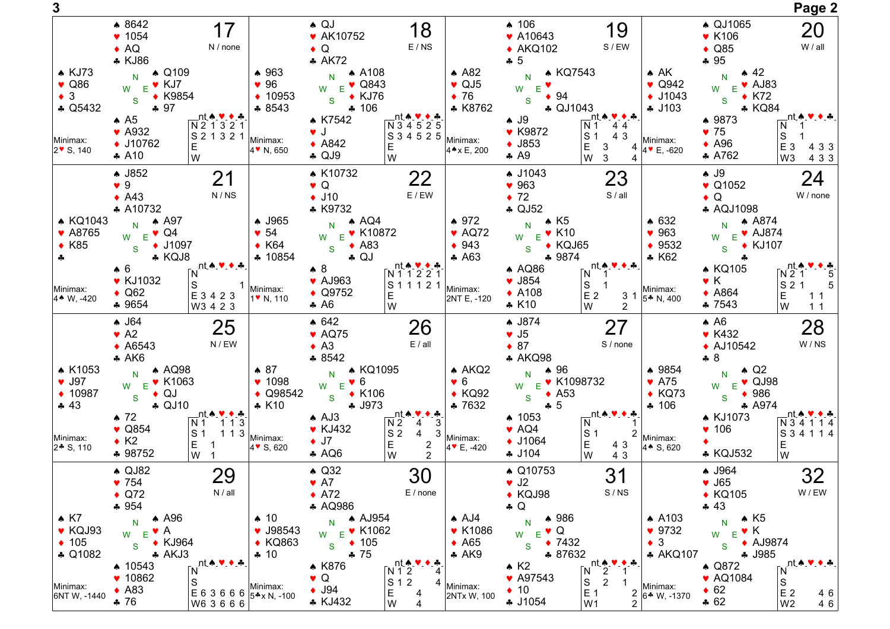## Board 17 — N / none

**North:** ♠ 8642 ♥ 1054 ♦ AQ ♣ KJ86
**West:** ♠ KJ73 ♥ Q86 ♦ 3 ♣ Q5432
**East:** ♠ Q109 ♥ KJ7 ♦ K9854 ♣ 97
**South:** ♠ A5 ♥ A932 ♦ J10762 ♣ A10

| | nt | ♠ | ♥ | ♦ | ♣ |
|---|---|---|---|---|---|
| N | 2 | 1 | 3 | 2 | 1 |
| S | 2 | 1 | 3 | 2 | 1 |
| E | | | | | |
| W | | | | | |

Minimax: 2♥ S, 140

## Board 18 — E / NS

**North:** ♠ QJ ♥ AK10752 ♦ Q ♣ AK72
**West:** ♠ 963 ♥ 96 ♦ 10953 ♣ 8543
**East:** ♠ A108 ♥ Q843 ♦ KJ76 ♣ 106
**South:** ♠ K7542 ♥ J ♦ A842 ♣ QJ9

| | nt | ♠ | ♥ | ♦ | ♣ |
|---|---|---|---|---|---|
| N | 3 | 4 | 5 | 2 | 5 |
| S | 3 | 4 | 5 | 2 | 5 |
| E | | | | | |
| W | | | | | |

Minimax: 4♥ N, 650

## Board 19 — S / EW

**North:** ♠ 106 ♥ A10643 ♦ AKQ102 ♣ 5
**West:** ♠ A82 ♥ QJ5 ♦ 76 ♣ K8762
**East:** ♠ KQ7543 ♥ — ♦ 94 ♣ QJ1043
**South:** ♠ J9 ♥ K9872 ♦ J853 ♣ A9

| | nt | ♠ | ♥ | ♦ | ♣ |
|---|---|---|---|---|---|
| N | 1 | | 4 | 4 | |
| S | 1 | | 4 | 3 | |
| E | | 3 | | | 4 |
| W | | 3 | | | 4 |

Minimax: 4♠x E, 200

## Board 20 — W / all

**North:** ♠ QJ1065 ♥ K106 ♦ Q85 ♣ 95
**West:** ♠ AK ♥ Q942 ♦ J1043 ♣ J103
**East:** ♠ 42 ♥ AJ83 ♦ K72 ♣ KQ84
**South:** ♠ 9873 ♥ 75 ♦ A96 ♣ A762

| | nt | ♠ | ♥ | ♦ | ♣ |
|---|---|---|---|---|---|
| N | | 1 | | | |
| S | | 1 | | | |
| E | 3 | | 4 | 3 | 3 |
| W | 3 | | 4 | 3 | 3 |

Minimax: 4♥ E, -620

## Board 21 — N / NS

**North:** ♠ J852 ♥ 9 ♦ A43 ♣ A10732
**West:** ♠ KQ1043 ♥ A8765 ♦ K85 ♣ —
**East:** ♠ A97 ♥ Q4 ♦ J1097 ♣ KQJ8
**South:** ♠ 6 ♥ KJ1032 ♦ Q62 ♣ 9654

| | nt | ♠ | ♥ | ♦ | ♣ |
|---|---|---|---|---|---|
| N | | | | | |
| S | | | | | 1 |
| E | 3 | 4 | 2 | 3 | |
| W | 3 | 4 | 2 | 3 | |

Minimax: 4♠ W, -420

## Board 22 — E / EW

**North:** ♠ K10732 ♥ Q ♦ J10 ♣ K9732
**West:** ♠ J965 ♥ 54 ♦ K64 ♣ 10854
**East:** ♠ AQ4 ♥ K10872 ♦ A83 ♣ QJ
**South:** ♠ 8 ♥ AJ963 ♦ Q9752 ♣ A6

| | nt | ♠ | ♥ | ♦ | ♣ |
|---|---|---|---|---|---|
| N | 1 | 1 | 2 | 2 | 1 |
| S | 1 | 1 | 1 | 2 | 1 |
| E | | | | | |
| W | | | | | |

Minimax: 1♥ N, 110

## Board 23 — S / all

**North:** ♠ J1043 ♥ 963 ♦ 72 ♣ QJ52
**West:** ♠ 972 ♥ AQ72 ♦ 943 ♣ A63
**East:** ♠ K5 ♥ K10 ♦ KQJ65 ♣ 9874
**South:** ♠ AQ86 ♥ J854 ♦ A108 ♣ K10

| | nt | ♠ | ♥ | ♦ | ♣ |
|---|---|---|---|---|---|
| N | | 1 | | | |
| S | | 1 | | | |
| E | 2 | | | 3 | 1 |
| W | | | | 2 | |

Minimax: 2NT E, -120

## Board 24 — W / none

**North:** ♠ J9 ♥ Q1052 ♦ Q ♣ AQJ1098
**West:** ♠ 632 ♥ 963 ♦ 9532 ♣ K62
**East:** ♠ A874 ♥ AJ874 ♦ KJ107 ♣ —
**South:** ♠ KQ105 ♥ K ♦ A864 ♣ 7543

| | nt | ♠ | ♥ | ♦ | ♣ |
|---|---|---|---|---|---|
| N | 2 | 1 | | | 5 |
| S | 2 | 1 | | | 5 |
| E | | | 1 | 1 | |
| W | | | 1 | 1 | |

Minimax: 5♣ N, 400

## Board 25 — N / EW

**North:** ♠ J64 ♥ A2 ♦ A6543 ♣ AK6
**West:** ♠ K1053 ♥ J97 ♦ 10987 ♣ 43
**East:** ♠ AQ98 ♥ K1063 ♦ QJ ♣ QJ10
**South:** ♠ 72 ♥ Q854 ♦ K2 ♣ 98752

| | nt | ♠ | ♥ | ♦ | ♣ |
|---|---|---|---|---|---|
| N | 1 | | 1 | 1 | 3 |
| S | 1 | | 1 | 1 | 3 |
| E | | 1 | | | |
| W | | 1 | | | |

Minimax: 2♣ S, 110

## Board 26 — E / all

**North:** ♠ 642 ♥ AQ75 ♦ A3 ♣ 8542
**West:** ♠ 87 ♥ 1098 ♦ Q98542 ♣ K10
**East:** ♠ KQ1095 ♥ 6 ♦ K106 ♣ J973
**South:** ♠ AJ3 ♥ KJ432 ♦ J7 ♣ AQ6

| | nt | ♠ | ♥ | ♦ | ♣ |
|---|---|---|---|---|---|
| N | 2 | | 4 | | 3 |
| S | 2 | | 4 | | 3 |
| E | | | | 2 | |
| W | | | | 2 | |

Minimax: 4♥ S, 620

## Board 27 — S / none

**North:** ♠ J874 ♥ J5 ♦ 87 ♣ AKQ98
**West:** ♠ AKQ2 ♥ 6 ♦ KQ92 ♣ 7632
**East:** ♠ 96 ♥ K1098732 ♦ A53 ♣ 5
**South:** ♠ 1053 ♥ AQ4 ♦ J1064 ♣ J104

| | nt | ♠ | ♥ | ♦ | ♣ |
|---|---|---|---|---|---|
| N | | | | | 1 |
| S | 1 | | | | 2 |
| E | | | 4 | 3 | |
| W | | | 4 | 3 | |

Minimax: 4♥ E, -420

## Board 28 — W / NS

**North:** ♠ A6 ♥ K432 ♦ AJ10542 ♣ 8
**West:** ♠ 9854 ♥ A75 ♦ KQ73 ♣ 106
**East:** ♠ Q2 ♥ QJ98 ♦ 986 ♣ A974
**South:** ♠ KJ1073 ♥ 106 ♦ — ♣ KQJ532

| | nt | ♠ | ♥ | ♦ | ♣ |
|---|---|---|---|---|---|
| N | 3 | 4 | 1 | 1 | 4 |
| S | 3 | 4 | 1 | 1 | 4 |
| E | | | | | |
| W | | | | | |

Minimax: 4♠ S, 620

## Board 29 — N / all

**North:** ♠ QJ82 ♥ 754 ♦ Q72 ♣ 954
**West:** ♠ K7 ♥ KQJ93 ♦ 105 ♣ Q1082
**East:** ♠ A96 ♥ A ♦ KJ964 ♣ AKJ3
**South:** ♠ 10543 ♥ 10862 ♦ A83 ♣ 76

| | nt | ♠ | ♥ | ♦ | ♣ |
|---|---|---|---|---|---|
| N | | | | | |
| S | | | | | |
| E | 6 | 3 | 6 | 6 | 6 |
| W | 6 | 3 | 6 | 6 | 6 |

Minimax: 6NT W, -1440

## Board 30 — E / none

**North:** ♠ Q32 ♥ A7 ♦ A72 ♣ AQ986
**West:** ♠ 10 ♥ J98543 ♦ KQ863 ♣ 10
**East:** ♠ AJ954 ♥ K1062 ♦ 105 ♣ 75
**South:** ♠ K876 ♥ Q ♦ J94 ♣ KJ432

| | nt | ♠ | ♥ | ♦ | ♣ |
|---|---|---|---|---|---|
| N | 1 | 2 | | | 4 |
| S | 1 | 2 | | | 4 |
| E | | | 4 | | |
| W | | | 4 | | |

Minimax: 5♣x N, -100

## Board 31 — S / NS

**North:** ♠ Q10753 ♥ J2 ♦ KQJ98 ♣ Q
**West:** ♠ AJ4 ♥ K1086 ♦ A65 ♣ AK9
**East:** ♠ 986 ♥ Q ♦ 7432 ♣ 87632
**South:** ♠ K2 ♥ A97543 ♦ 10 ♣ J1054

| | nt | ♠ | ♥ | ♦ | ♣ |
|---|---|---|---|---|---|
| N | | 2 | | 1 | |
| S | | 2 | | 1 | |
| E | 1 | | | | 2 |
| W | 1 | | | | 2 |

Minimax: 2NTx W, 100

## Board 32 — W / EW

**North:** ♠ J964 ♥ J65 ♦ KQ105 ♣ 43
**West:** ♠ A103 ♥ 9732 ♦ 3 ♣ AKQ107
**East:** ♠ K5 ♥ K ♦ AJ9874 ♣ J985
**South:** ♠ Q872 ♥ AQ1084 ♦ 62 ♣ 62

| | nt | ♠ | ♥ | ♦ | ♣ |
|---|---|---|---|---|---|
| N | | | | | |
| S | | | | | |
| E | 2 | | | 4 | 6 |
| W | 2 | | | 4 | 6 |

Minimax: 6♣ W, -1370